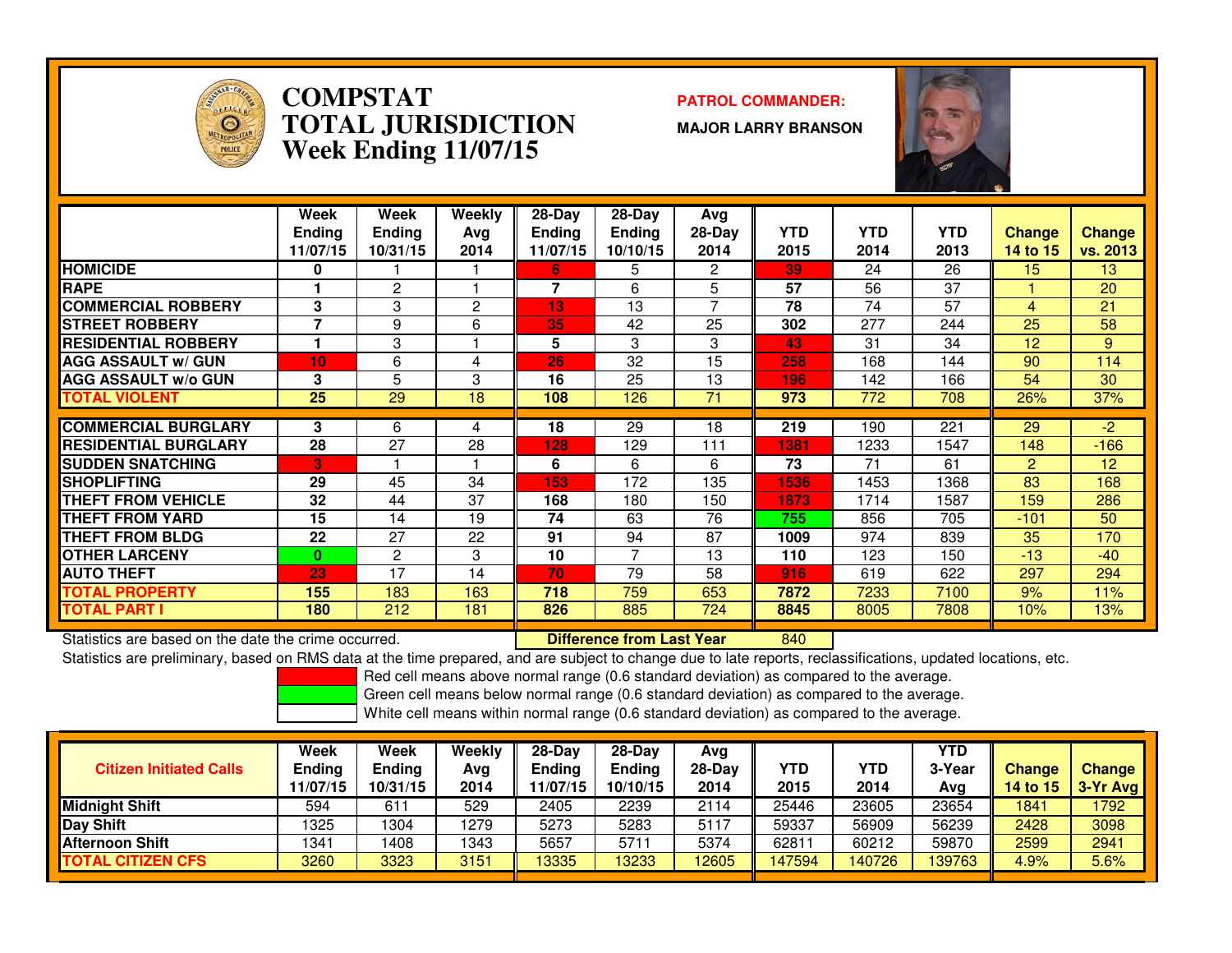# COMPSTAT
# TOTAL JURISDICTION
## Week Ending 11/07/15

**PATROL COMMANDER:**

**MAJOR LARRY BRANSON**

| | Week Ending 11/07/15 | Week Ending 10/31/15 | Weekly Avg 2014 | 28-Day Ending 11/07/15 | 28-Day Ending 10/10/15 | Avg 28-Day 2014 | YTD 2015 | YTD 2014 | YTD 2013 | Change 14 to 15 | Change vs. 2013 |
|---|---|---|---|---|---|---|---|---|---|---|---|
| HOMICIDE | 0 | 1 | 1 | 6 | 5 | 2 | 39 | 24 | 26 | 15 | 13 |
| RAPE | 1 | 2 | 1 | 7 | 6 | 5 | 57 | 56 | 37 | 1 | 20 |
| COMMERCIAL ROBBERY | 3 | 3 | 2 | 13 | 13 | 7 | 78 | 74 | 57 | 4 | 21 |
| STREET ROBBERY | 7 | 9 | 6 | 35 | 42 | 25 | 302 | 277 | 244 | 25 | 58 |
| RESIDENTIAL ROBBERY | 1 | 3 | 1 | 5 | 3 | 3 | 43 | 31 | 34 | 12 | 9 |
| AGG ASSAULT w/ GUN | 10 | 6 | 4 | 26 | 32 | 15 | 258 | 168 | 144 | 90 | 114 |
| AGG ASSAULT w/o GUN | 3 | 5 | 3 | 16 | 25 | 13 | 196 | 142 | 166 | 54 | 30 |
| TOTAL VIOLENT | 25 | 29 | 18 | 108 | 126 | 71 | 973 | 772 | 708 | 26% | 37% |
| COMMERCIAL BURGLARY | 3 | 6 | 4 | 18 | 29 | 18 | 219 | 190 | 221 | 29 | -2 |
| RESIDENTIAL BURGLARY | 28 | 27 | 28 | 128 | 129 | 111 | 1381 | 1233 | 1547 | 148 | -166 |
| SUDDEN SNATCHING | 3 | 1 | 1 | 6 | 6 | 6 | 73 | 71 | 61 | 2 | 12 |
| SHOPLIFTING | 29 | 45 | 34 | 153 | 172 | 135 | 1536 | 1453 | 1368 | 83 | 168 |
| THEFT FROM VEHICLE | 32 | 44 | 37 | 168 | 180 | 150 | 1873 | 1714 | 1587 | 159 | 286 |
| THEFT FROM YARD | 15 | 14 | 19 | 74 | 63 | 76 | 755 | 856 | 705 | -101 | 50 |
| THEFT FROM BLDG | 22 | 27 | 22 | 91 | 94 | 87 | 1009 | 974 | 839 | 35 | 170 |
| OTHER LARCENY | 0 | 2 | 3 | 10 | 7 | 13 | 110 | 123 | 150 | -13 | -40 |
| AUTO THEFT | 23 | 17 | 14 | 70 | 79 | 58 | 916 | 619 | 622 | 297 | 294 |
| TOTAL PROPERTY | 155 | 183 | 163 | 718 | 759 | 653 | 7872 | 7233 | 7100 | 9% | 11% |
| TOTAL PART I | 180 | 212 | 181 | 826 | 885 | 724 | 8845 | 8005 | 7808 | 10% | 13% |

Statistics are based on the date the crime occurred. **Difference from Last Year** 840

Statistics are preliminary, based on RMS data at the time prepared, and are subject to change due to late reports, reclassifications, updated locations, etc.

Red cell means above normal range (0.6 standard deviation) as compared to the average.
Green cell means below normal range (0.6 standard deviation) as compared to the average.
White cell means within normal range (0.6 standard deviation) as compared to the average.

| Citizen Initiated Calls | Week Ending 11/07/15 | Week Ending 10/31/15 | Weekly Avg 2014 | 28-Day Ending 11/07/15 | 28-Day Ending 10/10/15 | Avg 28-Day 2014 | YTD 2015 | YTD 2014 | YTD 3-Year Avg | Change 14 to 15 | Change 3-Yr Avg |
|---|---|---|---|---|---|---|---|---|---|---|---|
| Midnight Shift | 594 | 611 | 529 | 2405 | 2239 | 2114 | 25446 | 23605 | 23654 | 1841 | 1792 |
| Day Shift | 1325 | 1304 | 1279 | 5273 | 5283 | 5117 | 59337 | 56909 | 56239 | 2428 | 3098 |
| Afternoon Shift | 1341 | 1408 | 1343 | 5657 | 5711 | 5374 | 62811 | 60212 | 59870 | 2599 | 2941 |
| TOTAL CITIZEN CFS | 3260 | 3323 | 3151 | 13335 | 13233 | 12605 | 147594 | 140726 | 139763 | 4.9% | 5.6% |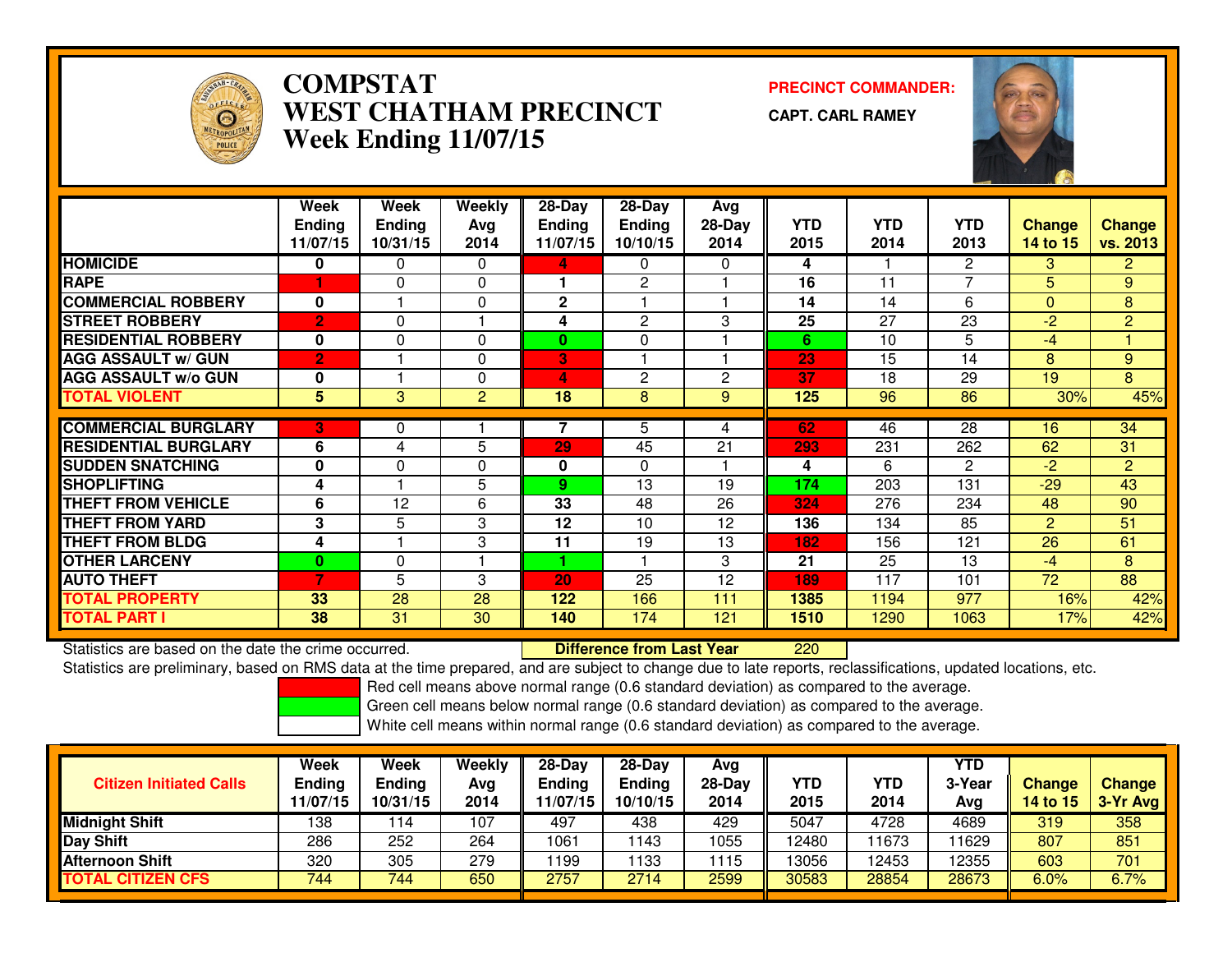# COMPSTAT
# WEST CHATHAM PRECINCT
## Week Ending 11/07/15

**PRECINCT COMMANDER:**

**CAPT. CARL RAMEY**

| | Week Ending 11/07/15 | Week Ending 10/31/15 | Weekly Avg 2014 | 28-Day Ending 11/07/15 | 28-Day Ending 10/10/15 | Avg 28-Day 2014 | YTD 2015 | YTD 2014 | YTD 2013 | Change 14 to 15 | Change vs. 2013 |
|---|---|---|---|---|---|---|---|---|---|---|---|
| **HOMICIDE** | 0 | 0 | 0 | 4 | 0 | 0 | 4 | 1 | 2 | 3 | 2 |
| **RAPE** | 1 | 0 | 0 | 1 | 2 | 1 | 16 | 11 | 7 | 5 | 9 |
| **COMMERCIAL ROBBERY** | 0 | 1 | 0 | 2 | 1 | 1 | 14 | 14 | 6 | 0 | 8 |
| **STREET ROBBERY** | 2 | 0 | 1 | 4 | 2 | 3 | 25 | 27 | 23 | -2 | 2 |
| **RESIDENTIAL ROBBERY** | 0 | 0 | 0 | 0 | 0 | 1 | 6 | 10 | 5 | -4 | 1 |
| **AGG ASSAULT w/ GUN** | 2 | 1 | 0 | 3 | 1 | 1 | 23 | 15 | 14 | 8 | 9 |
| **AGG ASSAULT w/o GUN** | 0 | 1 | 0 | 4 | 2 | 2 | 37 | 18 | 29 | 19 | 8 |
| **TOTAL VIOLENT** | 5 | 3 | 2 | 18 | 8 | 9 | 125 | 96 | 86 | 30% | 45% |
| **COMMERCIAL BURGLARY** | 3 | 0 | 1 | 7 | 5 | 4 | 62 | 46 | 28 | 16 | 34 |
| **RESIDENTIAL BURGLARY** | 6 | 4 | 5 | 29 | 45 | 21 | 293 | 231 | 262 | 62 | 31 |
| **SUDDEN SNATCHING** | 0 | 0 | 0 | 0 | 0 | 1 | 4 | 6 | 2 | -2 | 2 |
| **SHOPLIFTING** | 4 | 1 | 5 | 9 | 13 | 19 | 174 | 203 | 131 | -29 | 43 |
| **THEFT FROM VEHICLE** | 6 | 12 | 6 | 33 | 48 | 26 | 324 | 276 | 234 | 48 | 90 |
| **THEFT FROM YARD** | 3 | 5 | 3 | 12 | 10 | 12 | 136 | 134 | 85 | 2 | 51 |
| **THEFT FROM BLDG** | 4 | 1 | 3 | 11 | 19 | 13 | 182 | 156 | 121 | 26 | 61 |
| **OTHER LARCENY** | 0 | 0 | 1 | 1 | 1 | 3 | 21 | 25 | 13 | -4 | 8 |
| **AUTO THEFT** | 7 | 5 | 3 | 20 | 25 | 12 | 189 | 117 | 101 | 72 | 88 |
| **TOTAL PROPERTY** | 33 | 28 | 28 | 122 | 166 | 111 | 1385 | 1194 | 977 | 16% | 42% |
| **TOTAL PART I** | 38 | 31 | 30 | 140 | 174 | 121 | 1510 | 1290 | 1063 | 17% | 42% |

Statistics are based on the date the crime occurred. **Difference from Last Year** 220

Statistics are preliminary, based on RMS data at the time prepared, and are subject to change due to late reports, reclassifications, updated locations, etc.

Red cell means above normal range (0.6 standard deviation) as compared to the average.

Green cell means below normal range (0.6 standard deviation) as compared to the average.

White cell means within normal range (0.6 standard deviation) as compared to the average.

| Citizen Initiated Calls | Week Ending 11/07/15 | Week Ending 10/31/15 | Weekly Avg 2014 | 28-Day Ending 11/07/15 | 28-Day Ending 10/10/15 | Avg 28-Day 2014 | YTD 2015 | YTD 2014 | YTD 3-Year Avg | Change 14 to 15 | Change 3-Yr Avg |
|---|---|---|---|---|---|---|---|---|---|---|---|
| **Midnight Shift** | 138 | 114 | 107 | 497 | 438 | 429 | 5047 | 4728 | 4689 | 319 | 358 |
| **Day Shift** | 286 | 252 | 264 | 1061 | 1143 | 1055 | 12480 | 11673 | 11629 | 807 | 851 |
| **Afternoon Shift** | 320 | 305 | 279 | 1199 | 1133 | 1115 | 13056 | 12453 | 12355 | 603 | 701 |
| **TOTAL CITIZEN CFS** | 744 | 744 | 650 | 2757 | 2714 | 2599 | 30583 | 28854 | 28673 | 6.0% | 6.7% |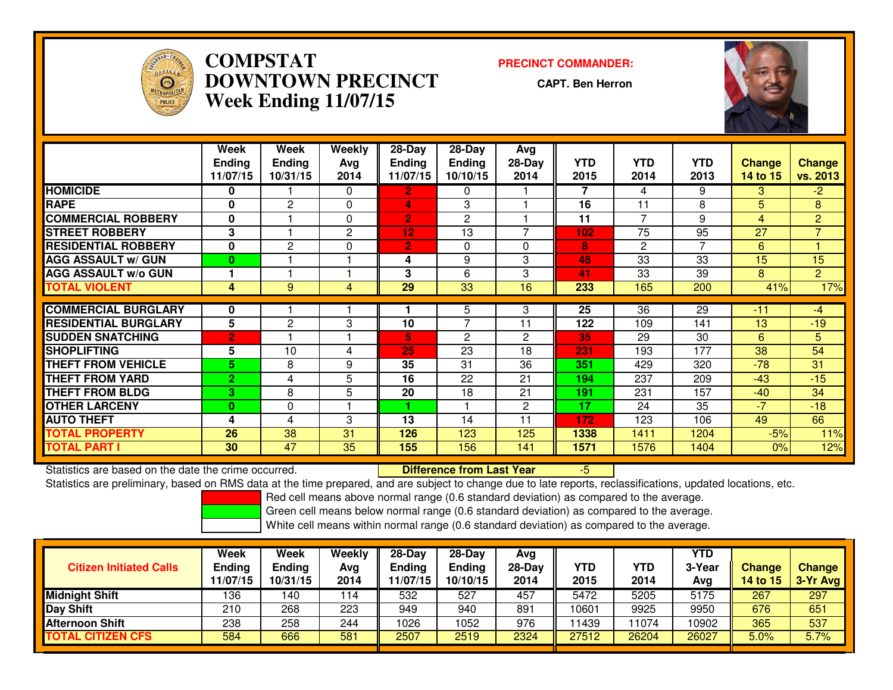# COMPSTAT
# DOWNTOWN PRECINCT
# Week Ending 11/07/15

**PRECINCT COMMANDER:**

**CAPT. Ben Herron**

| | Week Ending 11/07/15 | Week Ending 10/31/15 | Weekly Avg 2014 | 28-Day Ending 11/07/15 | 28-Day Ending 10/10/15 | Avg 28-Day 2014 | YTD 2015 | YTD 2014 | YTD 2013 | Change 14 to 15 | Change vs. 2013 |
|---|---|---|---|---|---|---|---|---|---|---|---|
| **HOMICIDE** | 0 | 1 | 0 | 2 | 0 | 1 | 7 | 4 | 9 | 3 | -2 |
| **RAPE** | 0 | 2 | 0 | 4 | 3 | 1 | 16 | 11 | 8 | 5 | 8 |
| **COMMERCIAL ROBBERY** | 0 | 1 | 0 | 2 | 2 | 1 | 11 | 7 | 9 | 4 | 2 |
| **STREET ROBBERY** | 3 | 1 | 2 | 12 | 13 | 7 | 102 | 75 | 95 | 27 | 7 |
| **RESIDENTIAL ROBBERY** | 0 | 2 | 0 | 2 | 0 | 0 | 8 | 2 | 7 | 6 | 1 |
| **AGG ASSAULT w/ GUN** | 0 | 1 | 1 | 4 | 9 | 3 | 48 | 33 | 33 | 15 | 15 |
| **AGG ASSAULT w/o GUN** | 1 | 1 | 1 | 3 | 6 | 3 | 41 | 33 | 39 | 8 | 2 |
| **TOTAL VIOLENT** | 4 | 9 | 4 | 29 | 33 | 16 | 233 | 165 | 200 | 41% | 17% |
| **COMMERCIAL BURGLARY** | 0 | 1 | 1 | 1 | 5 | 3 | 25 | 36 | 29 | -11 | -4 |
| **RESIDENTIAL BURGLARY** | 5 | 2 | 3 | 10 | 7 | 11 | 122 | 109 | 141 | 13 | -19 |
| **SUDDEN SNATCHING** | 2 | 1 | 1 | 5 | 2 | 2 | 35 | 29 | 30 | 6 | 5 |
| **SHOPLIFTING** | 5 | 10 | 4 | 25 | 23 | 18 | 231 | 193 | 177 | 38 | 54 |
| **THEFT FROM VEHICLE** | 5 | 8 | 9 | 35 | 31 | 36 | 351 | 429 | 320 | -78 | 31 |
| **THEFT FROM YARD** | 2 | 4 | 5 | 16 | 22 | 21 | 194 | 237 | 209 | -43 | -15 |
| **THEFT FROM BLDG** | 3 | 8 | 5 | 20 | 18 | 21 | 191 | 231 | 157 | -40 | 34 |
| **OTHER LARCENY** | 0 | 0 | 1 | 1 | 1 | 2 | 17 | 24 | 35 | -7 | -18 |
| **AUTO THEFT** | 4 | 4 | 3 | 13 | 14 | 11 | 172 | 123 | 106 | 49 | 66 |
| **TOTAL PROPERTY** | 26 | 38 | 31 | 126 | 123 | 125 | 1338 | 1411 | 1204 | -5% | 11% |
| **TOTAL PART I** | 30 | 47 | 35 | 155 | 156 | 141 | 1571 | 1576 | 1404 | 0% | 12% |

Statistics are based on the date the crime occurred. **Difference from Last Year** -5

Statistics are preliminary, based on RMS data at the time prepared, and are subject to change due to late reports, reclassifications, updated locations, etc.

Red cell means above normal range (0.6 standard deviation) as compared to the average.

Green cell means below normal range (0.6 standard deviation) as compared to the average.

White cell means within normal range (0.6 standard deviation) as compared to the average.

| Citizen Initiated Calls | Week Ending 11/07/15 | Week Ending 10/31/15 | Weekly Avg 2014 | 28-Day Ending 11/07/15 | 28-Day Ending 10/10/15 | Avg 28-Day 2014 | YTD 2015 | YTD 2014 | YTD 3-Year Avg | Change 14 to 15 | Change 3-Yr Avg |
|---|---|---|---|---|---|---|---|---|---|---|---|
| **Midnight Shift** | 136 | 140 | 114 | 532 | 527 | 457 | 5472 | 5205 | 5175 | 267 | 297 |
| **Day Shift** | 210 | 268 | 223 | 949 | 940 | 891 | 10601 | 9925 | 9950 | 676 | 651 |
| **Afternoon Shift** | 238 | 258 | 244 | 1026 | 1052 | 976 | 11439 | 11074 | 10902 | 365 | 537 |
| **TOTAL CITIZEN CFS** | 584 | 666 | 581 | 2507 | 2519 | 2324 | 27512 | 26204 | 26027 | 5.0% | 5.7% |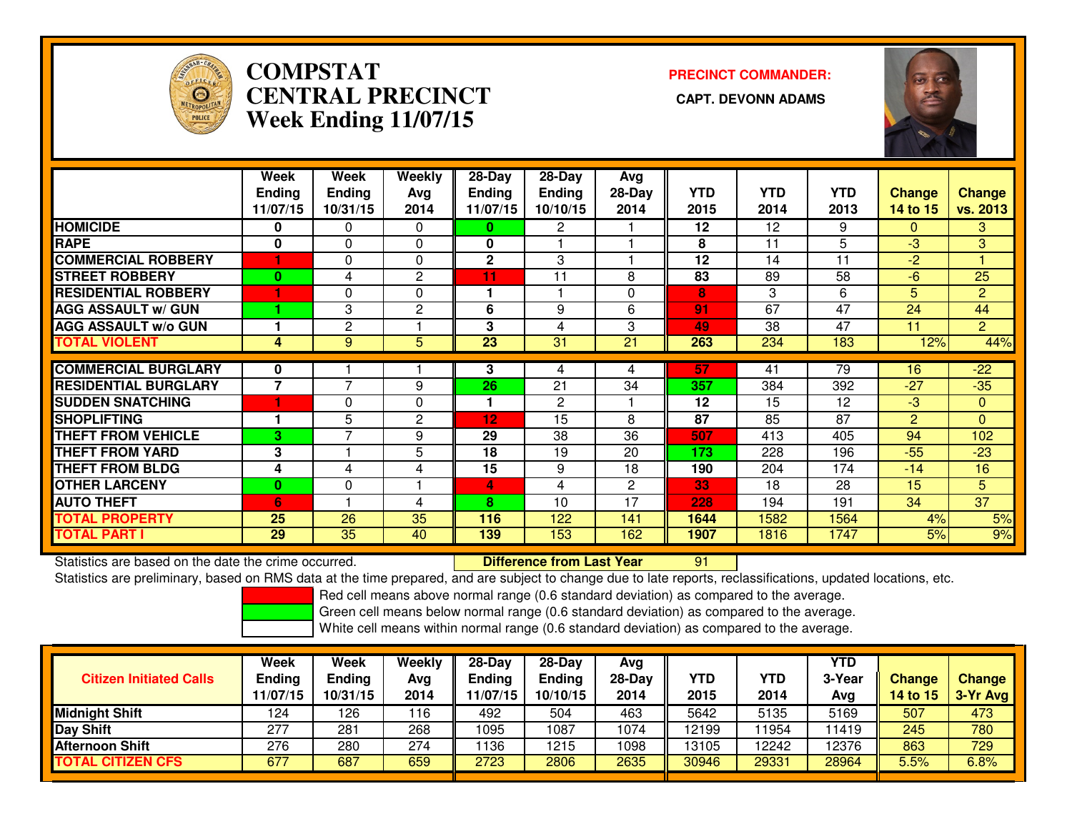# COMPSTAT
# CENTRAL PRECINCT
# Week Ending 11/07/15

**PRECINCT COMMANDER:**

**CAPT. DEVONN ADAMS**

| | Week Ending 11/07/15 | Week Ending 10/31/15 | Weekly Avg 2014 | 28-Day Ending 11/07/15 | 28-Day Ending 10/10/15 | Avg 28-Day 2014 | YTD 2015 | YTD 2014 | YTD 2013 | Change 14 to 15 | Change vs. 2013 |
|---|---|---|---|---|---|---|---|---|---|---|---|
| HOMICIDE | 0 | 0 | 0 | 0 | 2 | 1 | 12 | 12 | 9 | 0 | 3 |
| RAPE | 0 | 0 | 0 | 0 | 1 | 1 | 8 | 11 | 5 | -3 | 3 |
| COMMERCIAL ROBBERY | 1 | 0 | 0 | 2 | 3 | 1 | 12 | 14 | 11 | -2 | 1 |
| STREET ROBBERY | 0 | 4 | 2 | 11 | 11 | 8 | 83 | 89 | 58 | -6 | 25 |
| RESIDENTIAL ROBBERY | 1 | 0 | 0 | 1 | 1 | 0 | 8 | 3 | 6 | 5 | 2 |
| AGG ASSAULT w/ GUN | 1 | 3 | 2 | 6 | 9 | 6 | 91 | 67 | 47 | 24 | 44 |
| AGG ASSAULT w/o GUN | 1 | 2 | 1 | 3 | 4 | 3 | 49 | 38 | 47 | 11 | 2 |
| TOTAL VIOLENT | 4 | 9 | 5 | 23 | 31 | 21 | 263 | 234 | 183 | 12% | 44% |
| COMMERCIAL BURGLARY | 0 | 1 | 1 | 3 | 4 | 4 | 57 | 41 | 79 | 16 | -22 |
| RESIDENTIAL BURGLARY | 7 | 7 | 9 | 26 | 21 | 34 | 357 | 384 | 392 | -27 | -35 |
| SUDDEN SNATCHING | 1 | 0 | 0 | 1 | 2 | 1 | 12 | 15 | 12 | -3 | 0 |
| SHOPLIFTING | 1 | 5 | 2 | 12 | 15 | 8 | 87 | 85 | 87 | 2 | 0 |
| THEFT FROM VEHICLE | 3 | 7 | 9 | 29 | 38 | 36 | 507 | 413 | 405 | 94 | 102 |
| THEFT FROM YARD | 3 | 1 | 5 | 18 | 19 | 20 | 173 | 228 | 196 | -55 | -23 |
| THEFT FROM BLDG | 4 | 4 | 4 | 15 | 9 | 18 | 190 | 204 | 174 | -14 | 16 |
| OTHER LARCENY | 0 | 0 | 1 | 4 | 4 | 2 | 33 | 18 | 28 | 15 | 5 |
| AUTO THEFT | 6 | 1 | 4 | 8 | 10 | 17 | 228 | 194 | 191 | 34 | 37 |
| TOTAL PROPERTY | 25 | 26 | 35 | 116 | 122 | 141 | 1644 | 1582 | 1564 | 4% | 5% |
| TOTAL PART I | 29 | 35 | 40 | 139 | 153 | 162 | 1907 | 1816 | 1747 | 5% | 9% |

Statistics are based on the date the crime occurred. **Difference from Last Year** 91

Statistics are preliminary, based on RMS data at the time prepared, and are subject to change due to late reports, reclassifications, updated locations, etc.

Red cell means above normal range (0.6 standard deviation) as compared to the average.
Green cell means below normal range (0.6 standard deviation) as compared to the average.
White cell means within normal range (0.6 standard deviation) as compared to the average.

| Citizen Initiated Calls | Week Ending 11/07/15 | Week Ending 10/31/15 | Weekly Avg 2014 | 28-Day Ending 11/07/15 | 28-Day Ending 10/10/15 | Avg 28-Day 2014 | YTD 2015 | YTD 2014 | YTD 3-Year Avg | Change 14 to 15 | Change 3-Yr Avg |
|---|---|---|---|---|---|---|---|---|---|---|---|
| Midnight Shift | 124 | 126 | 116 | 492 | 504 | 463 | 5642 | 5135 | 5169 | 507 | 473 |
| Day Shift | 277 | 281 | 268 | 1095 | 1087 | 1074 | 12199 | 11954 | 11419 | 245 | 780 |
| Afternoon Shift | 276 | 280 | 274 | 1136 | 1215 | 1098 | 13105 | 12242 | 12376 | 863 | 729 |
| TOTAL CITIZEN CFS | 677 | 687 | 659 | 2723 | 2806 | 2635 | 30946 | 29331 | 28964 | 5.5% | 6.8% |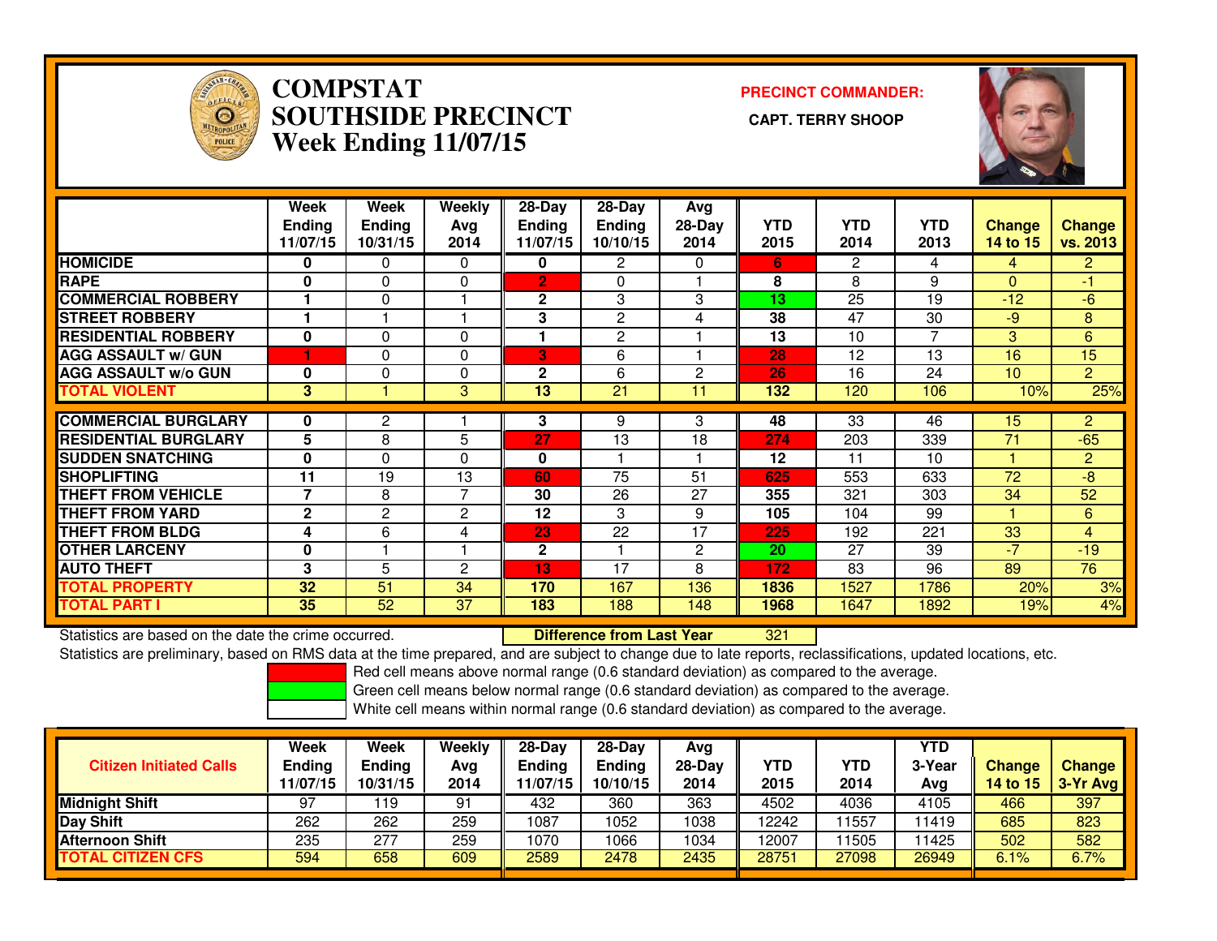# COMPSTAT SOUTHSIDE PRECINCT
## Week Ending 11/07/15

**PRECINCT COMMANDER:**

**CAPT. TERRY SHOOP**

| | Week Ending 11/07/15 | Week Ending 10/31/15 | Weekly Avg 2014 | 28-Day Ending 11/07/15 | 28-Day Ending 10/10/15 | Avg 28-Day 2014 | YTD 2015 | YTD 2014 | YTD 2013 | Change 14 to 15 | Change vs. 2013 |
|---|---|---|---|---|---|---|---|---|---|---|---|
| HOMICIDE | 0 | 0 | 0 | 0 | 2 | 0 | 6 | 2 | 4 | 4 | 2 |
| RAPE | 0 | 0 | 0 | 2 | 0 | 1 | 8 | 8 | 9 | 0 | -1 |
| COMMERCIAL ROBBERY | 1 | 0 | 1 | 2 | 3 | 3 | 13 | 25 | 19 | -12 | -6 |
| STREET ROBBERY | 1 | 1 | 1 | 3 | 2 | 4 | 38 | 47 | 30 | -9 | 8 |
| RESIDENTIAL ROBBERY | 0 | 0 | 0 | 1 | 2 | 1 | 13 | 10 | 7 | 3 | 6 |
| AGG ASSAULT w/ GUN | 1 | 0 | 0 | 3 | 6 | 1 | 28 | 12 | 13 | 16 | 15 |
| AGG ASSAULT w/o GUN | 0 | 0 | 0 | 2 | 6 | 2 | 26 | 16 | 24 | 10 | 2 |
| TOTAL VIOLENT | 3 | 1 | 3 | 13 | 21 | 11 | 132 | 120 | 106 | 10% | 25% |
| COMMERCIAL BURGLARY | 0 | 2 | 1 | 3 | 9 | 3 | 48 | 33 | 46 | 15 | 2 |
| RESIDENTIAL BURGLARY | 5 | 8 | 5 | 27 | 13 | 18 | 274 | 203 | 339 | 71 | -65 |
| SUDDEN SNATCHING | 0 | 0 | 0 | 0 | 1 | 1 | 12 | 11 | 10 | 1 | 2 |
| SHOPLIFTING | 11 | 19 | 13 | 60 | 75 | 51 | 625 | 553 | 633 | 72 | -8 |
| THEFT FROM VEHICLE | 7 | 8 | 7 | 30 | 26 | 27 | 355 | 321 | 303 | 34 | 52 |
| THEFT FROM YARD | 2 | 2 | 2 | 12 | 3 | 9 | 105 | 104 | 99 | 1 | 6 |
| THEFT FROM BLDG | 4 | 6 | 4 | 23 | 22 | 17 | 225 | 192 | 221 | 33 | 4 |
| OTHER LARCENY | 0 | 1 | 1 | 2 | 1 | 2 | 20 | 27 | 39 | -7 | -19 |
| AUTO THEFT | 3 | 5 | 2 | 13 | 17 | 8 | 172 | 83 | 96 | 89 | 76 |
| TOTAL PROPERTY | 32 | 51 | 34 | 170 | 167 | 136 | 1836 | 1527 | 1786 | 20% | 3% |
| TOTAL PART I | 35 | 52 | 37 | 183 | 188 | 148 | 1968 | 1647 | 1892 | 19% | 4% |

Statistics are based on the date the crime occurred. **Difference from Last Year** 321

Statistics are preliminary, based on RMS data at the time prepared, and are subject to change due to late reports, reclassifications, updated locations, etc.

Red cell means above normal range (0.6 standard deviation) as compared to the average.
Green cell means below normal range (0.6 standard deviation) as compared to the average.
White cell means within normal range (0.6 standard deviation) as compared to the average.

| Citizen Initiated Calls | Week Ending 11/07/15 | Week Ending 10/31/15 | Weekly Avg 2014 | 28-Day Ending 11/07/15 | 28-Day Ending 10/10/15 | Avg 28-Day 2014 | YTD 2015 | YTD 2014 | YTD 3-Year Avg | Change 14 to 15 | Change 3-Yr Avg |
|---|---|---|---|---|---|---|---|---|---|---|---|
| Midnight Shift | 97 | 119 | 91 | 432 | 360 | 363 | 4502 | 4036 | 4105 | 466 | 397 |
| Day Shift | 262 | 262 | 259 | 1087 | 1052 | 1038 | 12242 | 11557 | 11419 | 685 | 823 |
| Afternoon Shift | 235 | 277 | 259 | 1070 | 1066 | 1034 | 12007 | 11505 | 11425 | 502 | 582 |
| TOTAL CITIZEN CFS | 594 | 658 | 609 | 2589 | 2478 | 2435 | 28751 | 27098 | 26949 | 6.1% | 6.7% |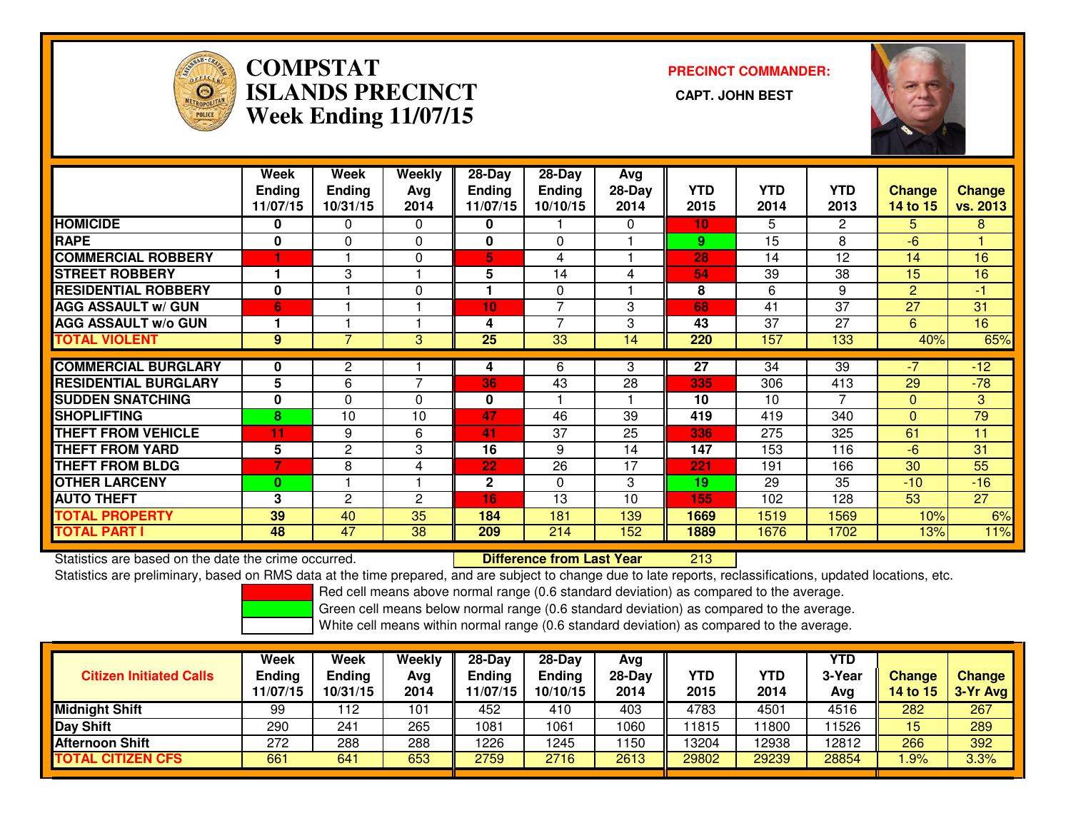# COMPSTAT ISLANDS PRECINCT Week Ending 11/07/15

**PRECINCT COMMANDER:**

**CAPT. JOHN BEST**

| | Week Ending 11/07/15 | Week Ending 10/31/15 | Weekly Avg 2014 | 28-Day Ending 11/07/15 | 28-Day Ending 10/10/15 | Avg 28-Day 2014 | YTD 2015 | YTD 2014 | YTD 2013 | Change 14 to 15 | Change vs. 2013 |
|---|---|---|---|---|---|---|---|---|---|---|---|
| HOMICIDE | 0 | 0 | 0 | 0 | 1 | 0 | 10 | 5 | 2 | 5 | 8 |
| RAPE | 0 | 0 | 0 | 0 | 0 | 1 | 9 | 15 | 8 | -6 | 1 |
| COMMERCIAL ROBBERY | 1 | 1 | 0 | 5 | 4 | 1 | 28 | 14 | 12 | 14 | 16 |
| STREET ROBBERY | 1 | 3 | 1 | 5 | 14 | 4 | 54 | 39 | 38 | 15 | 16 |
| RESIDENTIAL ROBBERY | 0 | 1 | 0 | 1 | 0 | 1 | 8 | 6 | 9 | 2 | -1 |
| AGG ASSAULT w/ GUN | 6 | 1 | 1 | 10 | 7 | 3 | 68 | 41 | 37 | 27 | 31 |
| AGG ASSAULT w/o GUN | 1 | 1 | 1 | 4 | 7 | 3 | 43 | 37 | 27 | 6 | 16 |
| TOTAL VIOLENT | 9 | 7 | 3 | 25 | 33 | 14 | 220 | 157 | 133 | 40% | 65% |
| COMMERCIAL BURGLARY | 0 | 2 | 1 | 4 | 6 | 3 | 27 | 34 | 39 | -7 | -12 |
| RESIDENTIAL BURGLARY | 5 | 6 | 7 | 36 | 43 | 28 | 335 | 306 | 413 | 29 | -78 |
| SUDDEN SNATCHING | 0 | 0 | 0 | 0 | 1 | 1 | 10 | 10 | 7 | 0 | 3 |
| SHOPLIFTING | 8 | 10 | 10 | 47 | 46 | 39 | 419 | 419 | 340 | 0 | 79 |
| THEFT FROM VEHICLE | 11 | 9 | 6 | 41 | 37 | 25 | 336 | 275 | 325 | 61 | 11 |
| THEFT FROM YARD | 5 | 2 | 3 | 16 | 9 | 14 | 147 | 153 | 116 | -6 | 31 |
| THEFT FROM BLDG | 7 | 8 | 4 | 22 | 26 | 17 | 221 | 191 | 166 | 30 | 55 |
| OTHER LARCENY | 0 | 1 | 1 | 2 | 0 | 3 | 19 | 29 | 35 | -10 | -16 |
| AUTO THEFT | 3 | 2 | 2 | 16 | 13 | 10 | 155 | 102 | 128 | 53 | 27 |
| TOTAL PROPERTY | 39 | 40 | 35 | 184 | 181 | 139 | 1669 | 1519 | 1569 | 10% | 6% |
| TOTAL PART I | 48 | 47 | 38 | 209 | 214 | 152 | 1889 | 1676 | 1702 | 13% | 11% |

Statistics are based on the date the crime occurred. **Difference from Last Year** 213

Statistics are preliminary, based on RMS data at the time prepared, and are subject to change due to late reports, reclassifications, updated locations, etc.

Red cell means above normal range (0.6 standard deviation) as compared to the average.

Green cell means below normal range (0.6 standard deviation) as compared to the average.

White cell means within normal range (0.6 standard deviation) as compared to the average.

| Citizen Initiated Calls | Week Ending 11/07/15 | Week Ending 10/31/15 | Weekly Avg 2014 | 28-Day Ending 11/07/15 | 28-Day Ending 10/10/15 | Avg 28-Day 2014 | YTD 2015 | YTD 2014 | YTD 3-Year Avg | Change 14 to 15 | Change 3-Yr Avg |
|---|---|---|---|---|---|---|---|---|---|---|---|
| Midnight Shift | 99 | 112 | 101 | 452 | 410 | 403 | 4783 | 4501 | 4516 | 282 | 267 |
| Day Shift | 290 | 241 | 265 | 1081 | 1061 | 1060 | 11815 | 11800 | 11526 | 15 | 289 |
| Afternoon Shift | 272 | 288 | 288 | 1226 | 1245 | 1150 | 13204 | 12938 | 12812 | 266 | 392 |
| TOTAL CITIZEN CFS | 661 | 641 | 653 | 2759 | 2716 | 2613 | 29802 | 29239 | 28854 | 1.9% | 3.3% |